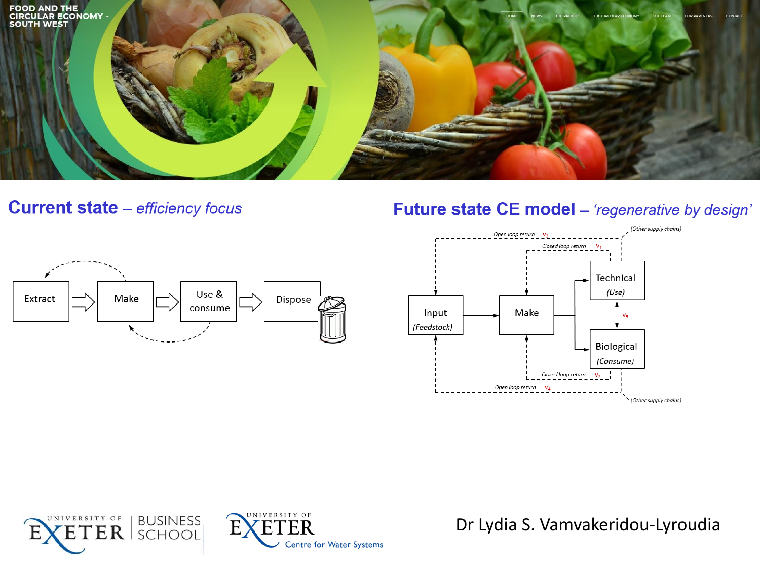FOOD AND THE CIRCULAR ECONOMY - SOUTH WEST

HOME NEWS THE PROJECT THE CIRCULAR ECONOMY THE TEAM OUR PARTNERS CONTACT

## Current state – *efficiency focus*

Extract → Make → Use & consume → Dispose

## Future state CE model – *'regenerative by design'*

Input (Feedstock) → Make → Technical (Use) / Biological (Consume)

Closed loop return $v_1$; Closed loop return $v_2$; Open loop return $v_3$; Open loop return $v_4$; $v_5$; (Other supply chains)

Dr Lydia S. Vamvakeridou-Lyroudia

UNIVERSITY OF EXETER | BUSINESS SCHOOL

UNIVERSITY OF EXETER Centre for Water Systems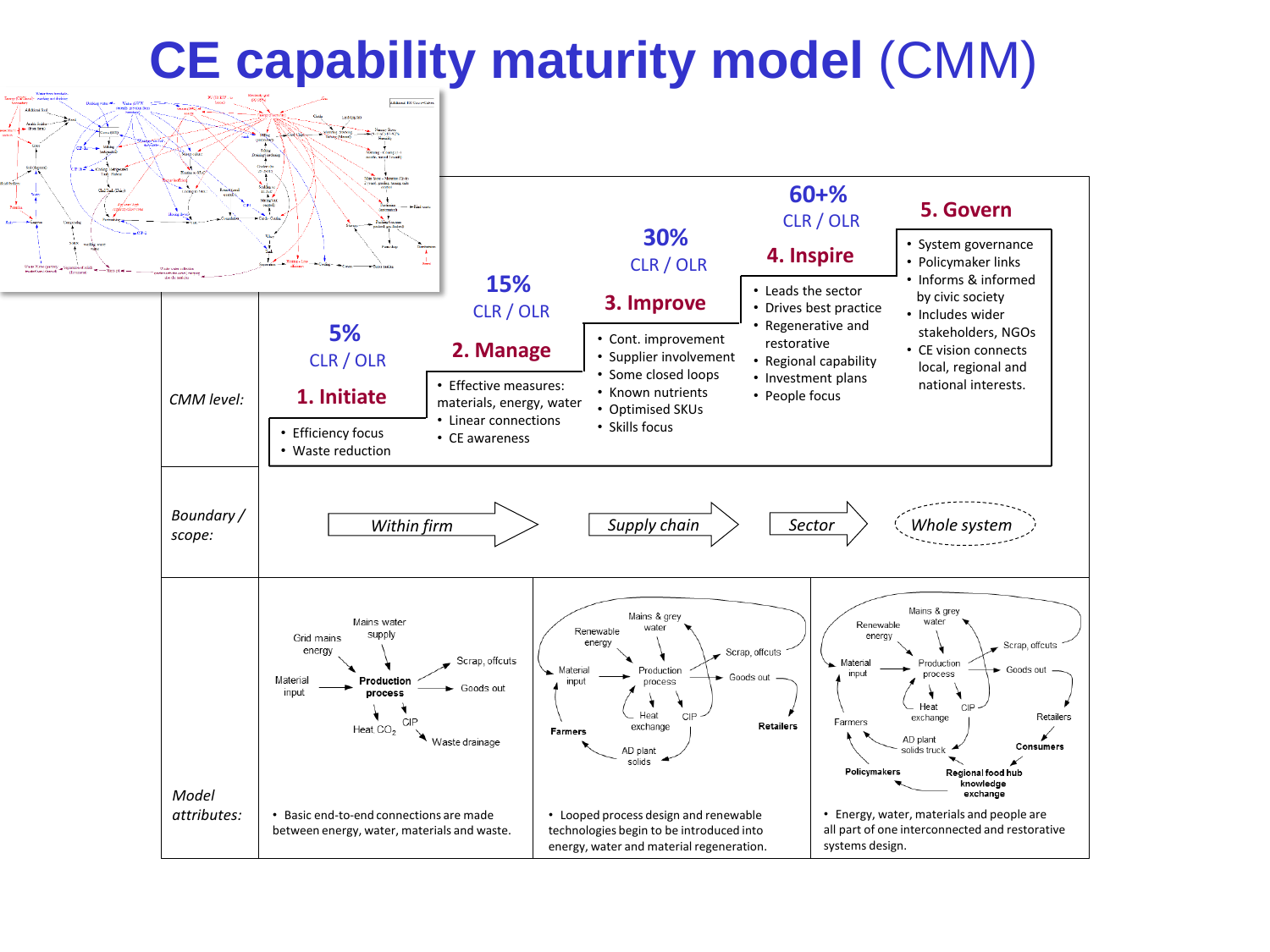# CE capability maturity model (CMM)

| | 1. Initiate | 2. Manage | 3. Improve | 4. Inspire | 5. Govern |
|---|---|---|---|---|---|
| | 5% CLR / OLR | 15% CLR / OLR | 30% CLR / OLR | 60+% CLR / OLR | |
| *CMM level:* | • Efficiency focus<br>• Waste reduction | • Effective measures: materials, energy, water<br>• Linear connections<br>• CE awareness | • Cont. improvement<br>• Supplier involvement<br>• Some closed loops<br>• Known nutrients<br>• Optimised SKUs<br>• Skills focus | • Leads the sector<br>• Drives best practice<br>• Regenerative and restorative<br>• Regional capability<br>• Investment plans<br>• People focus | • System governance<br>• Policymaker links<br>• Informs & informed by civic society<br>• Includes wider stakeholders, NGOs<br>• CE vision connects local, regional and national interests. |

*Boundary / scope:* *Within firm* → *Supply chain* → *Sector* → *Whole system*

*Model attributes:*

- Basic end-to-end connections are made between energy, water, materials and waste.
- Looped process design and renewable technologies begin to be introduced into energy, water and material regeneration.
- Energy, water, materials and people are all part of one interconnected and restorative systems design.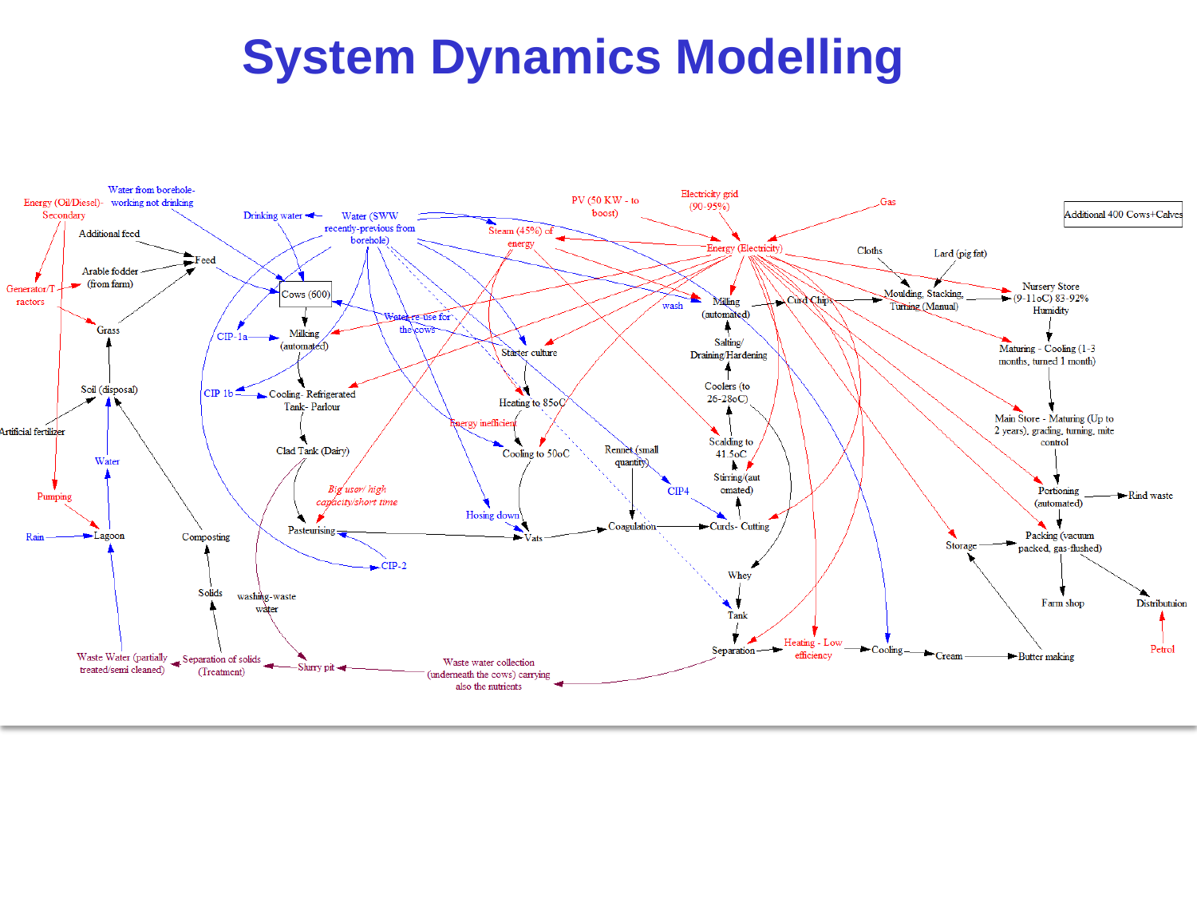# System Dynamics Modelling

Energy (Oil/Diesel)- Secondary
Water from borehole- working not drinking
Drinking water
Water (SWW recently-previous from borehole)
PV (50 KW - to boost)
Electricity grid (90-95%)
Gas
Additional 400 Cows+Calves
Additional feed
Feed
Arable fodder (from farm)
Generator/Tractors
Grass
Cows (600)
Steam (45%) of energy
Energy (Electricity)
Cloths
Lard (pig fat)
Water re-use for the cows
wash
Milking (automated)
Curd Chips
Moulding, Stacking, Turning (Manual)
Nursery Store (9-11oC) 83-92% Humidity
CIP-1a
Milking (automated)
Starter culture
Salting/ Draining/Hardening
Maturing - Cooling (1-3 months, turned 1 month)
Soil (disposal)
CIP 1b
Cooling- Refrigerated Tank- Parlour
Heating to 85oC
Coolers (to 26-28oC)
Main Store - Maturing (Up to 2 years), grading, turning, mite control
Artificial fertilizer
Energy inefficient
Rennet (small quantity)
Scalding to 41.5oC
Clad Tank (Dairy)
Cooling to 50oC
Water
CIP4
Stirring/(automated)
Portioning (automated)
Rind waste
Pumping
Big user/ high capacity/short time
Hosing down
Rain
Lagoon
Composting
Pasteurising
Vats
Coagulation
Curds- Cutting
Storage
Packing (vacuum packed, gas-flushed)
CIP-2
Whey
Solids
washing-waste water
Farm shop
Distributuion
Tank
Heating - Low efficiency
Separation
Cooling
Cream
Butter making
Petrol
Waste Water (partially treated/semi cleaned)
Separation of solids (Treatment)
Slurry pit
Waste water collection (underneath the cows) carrying also the nutrients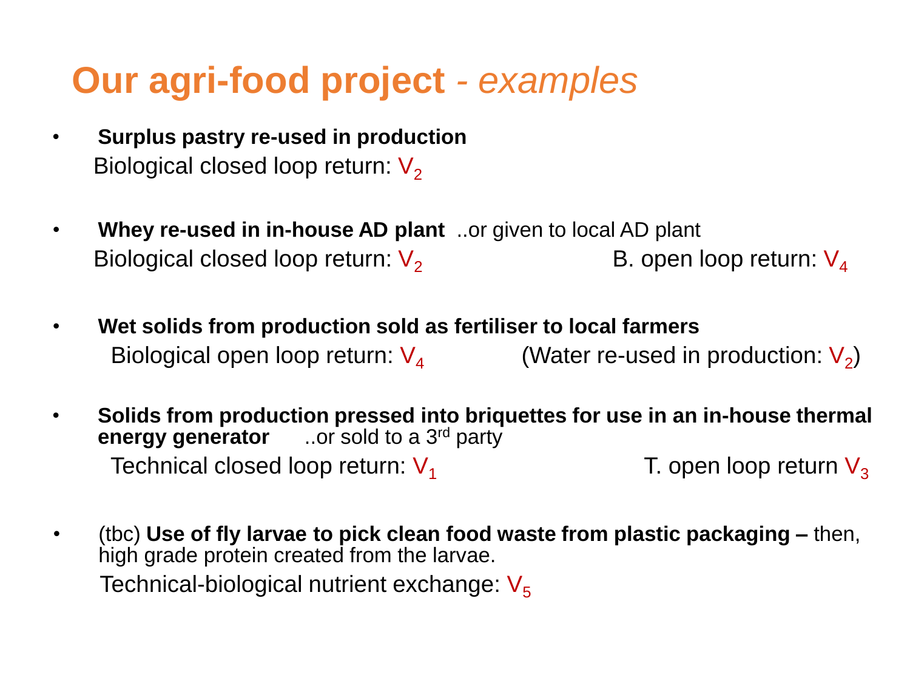# **Our agri-food project** *- examples*

- **Surplus pastry re-used in production**

  Biological closed loop return: $V_2$

- **Whey re-used in in-house AD plant** ..or given to local AD plant

  Biological closed loop return: $V_2$ B. open loop return: $V_4$

- **Wet solids from production sold as fertiliser to local farmers**

  Biological open loop return: $V_4$ (Water re-used in production: $V_2$)

- **Solids from production pressed into briquettes for use in an in-house thermal energy generator** ..or sold to a 3rd party

  Technical closed loop return: $V_1$ T. open loop return $V_3$

- (tbc) **Use of fly larvae to pick clean food waste from plastic packaging –** then, high grade protein created from the larvae.

  Technical-biological nutrient exchange: $V_5$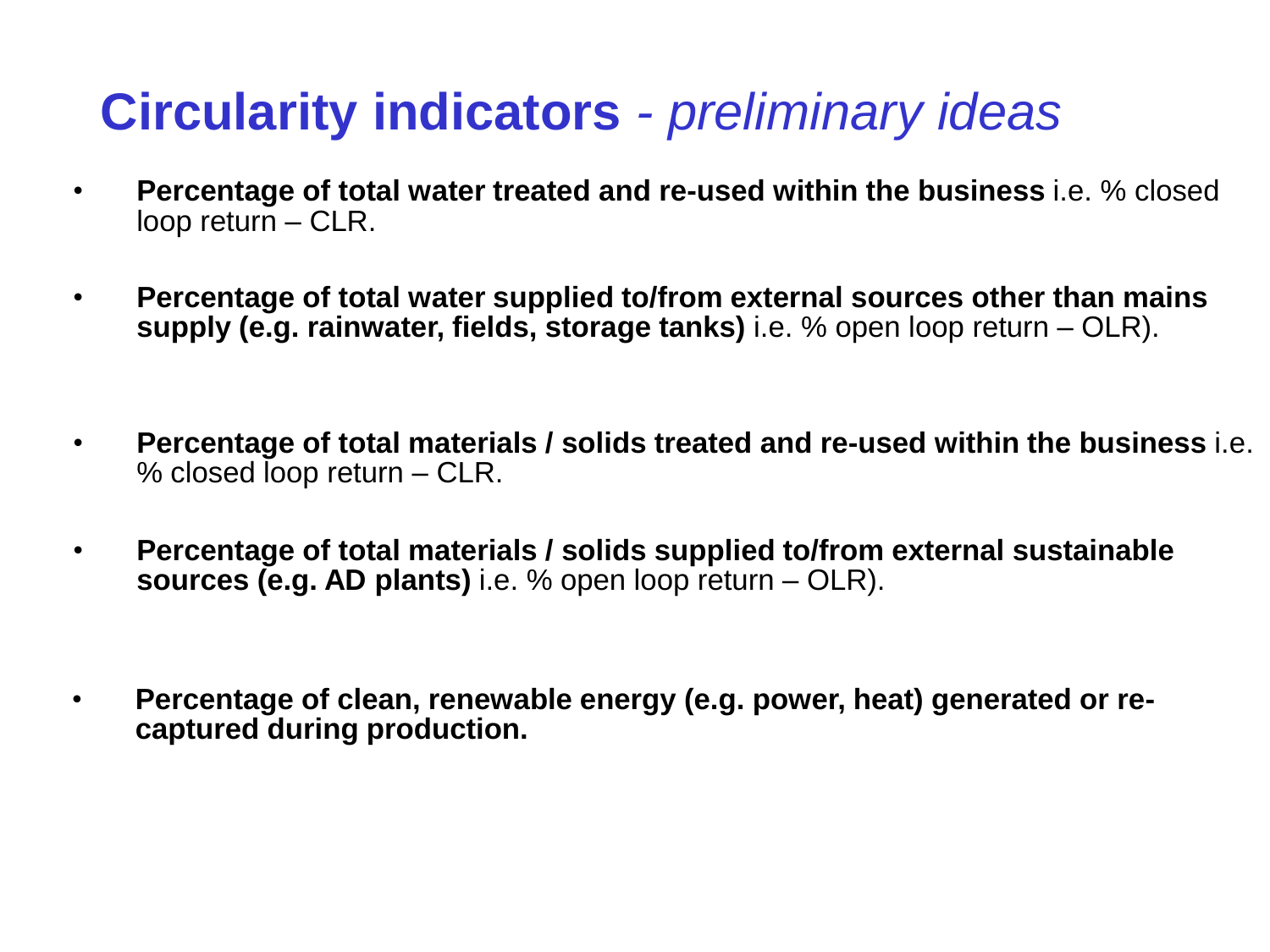# **Circularity indicators** - *preliminary ideas*

- **Percentage of total water treated and re-used within the business** i.e. % closed loop return – CLR.
- **Percentage of total water supplied to/from external sources other than mains supply (e.g. rainwater, fields, storage tanks)** i.e. % open loop return – OLR).
- **Percentage of total materials / solids treated and re-used within the business** i.e. % closed loop return – CLR.
- **Percentage of total materials / solids supplied to/from external sustainable sources (e.g. AD plants)** i.e. % open loop return – OLR).
- **Percentage of clean, renewable energy (e.g. power, heat) generated or re-captured during production.**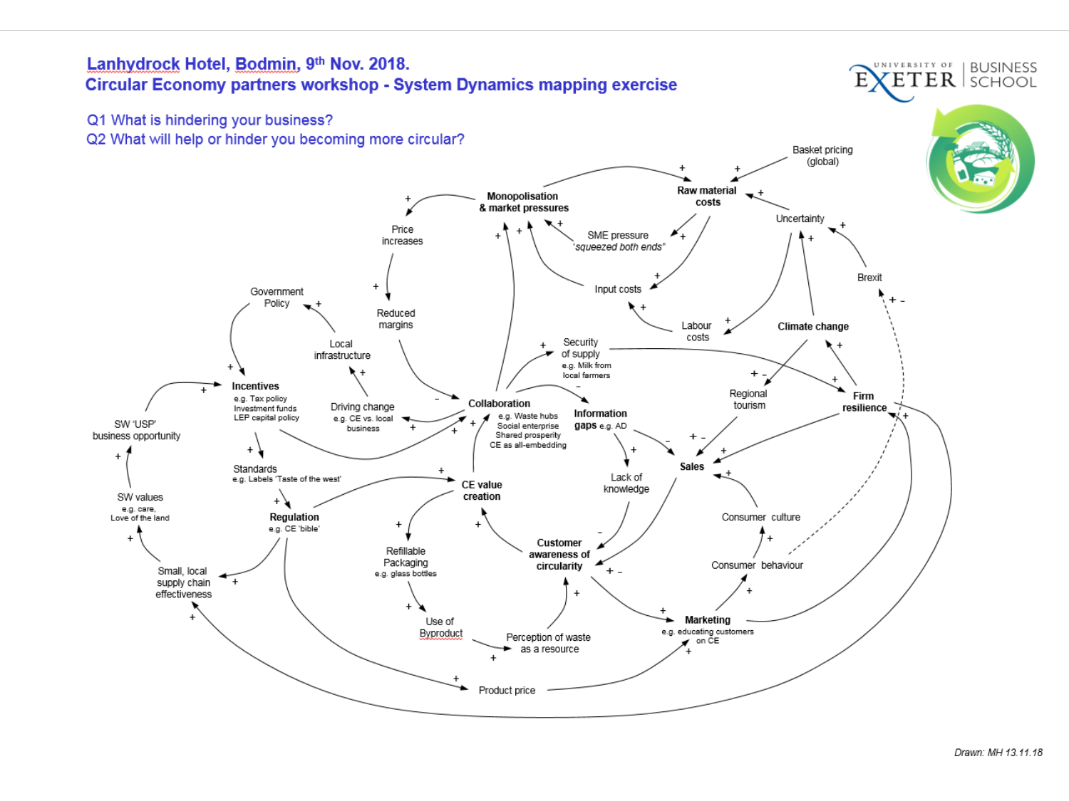# Lanhydrock Hotel, Bodmin, 9th Nov. 2018.
## Circular Economy partners workshop - System Dynamics mapping exercise

Q1 What is hindering your business?

Q2 What will help or hinder you becoming more circular?

UNIVERSITY OF EXETER | BUSINESS SCHOOL

Basket pricing (global)

Raw material costs

Monopolisation & market pressures

Uncertainty

Price increases

SME pressure *"squeezed both ends"*

Brexit

Input costs

Government Policy

Reduced margins

Labour costs

Climate change

Local infrastructure

Security of supply e.g. Milk from local farmers

**Incentives** e.g. Tax policy Investment funds LEP capital policy

Driving change e.g. CE vs. local business

Regional tourism

Firm resilience

SW 'USP' business opportunity

**Collaboration** e.g. Waste hubs Social enterprise Shared prosperity CE as all-embedding

**Information gaps** e.g. AD

Sales

Standards e.g. Labels 'Taste of the west'

Lack of knowledge

SW values e.g. care, Love of the land

**Regulation** e.g. CE 'bible'

CE value creation

Consumer culture

Refillable Packaging e.g. glass bottles

**Customer awareness of circularity**

Consumer behaviour

Small, local supply chain effectiveness

Use of Byproduct

Marketing e.g. educating customers on CE

Perception of waste as a resource

Product price

*Drawn: MH 13.11.18*